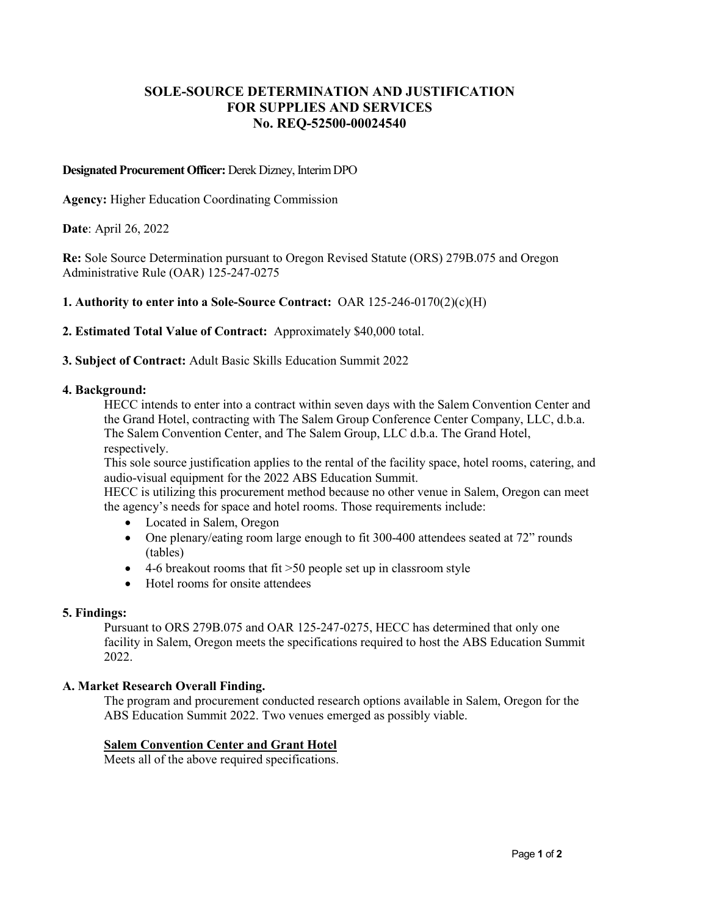# SOLE-SOURCE DETERMINATION AND JUSTIFICATION FOR SUPPLIES AND SERVICES No. REQ-52500-00024540

**Designated Procurement Officer:** Derek Dizney, Interim DPO

**Agency:** Higher Education Coordinating Commission

**Date**: April 26, 2022

**Re:** Sole Source Determination pursuant to Oregon Revised Statute (ORS) 279B.075 and Oregon Administrative Rule (OAR) 125-247-0275

**1. Authority to enter into a Sole-Source Contract:** OAR 125-246-0170(2)(c)(H)

**2. Estimated Total Value of Contract:** Approximately $40,000 total.

**3. Subject of Contract:** Adult Basic Skills Education Summit 2022

**4. Background:**

HECC intends to enter into a contract within seven days with the Salem Convention Center and the Grand Hotel, contracting with The Salem Group Conference Center Company, LLC, d.b.a. The Salem Convention Center, and The Salem Group, LLC d.b.a. The Grand Hotel, respectively.

This sole source justification applies to the rental of the facility space, hotel rooms, catering, and audio-visual equipment for the 2022 ABS Education Summit.

HECC is utilizing this procurement method because no other venue in Salem, Oregon can meet the agency's needs for space and hotel rooms. Those requirements include:

- Located in Salem, Oregon
- One plenary/eating room large enough to fit 300-400 attendees seated at 72" rounds (tables)
- 4-6 breakout rooms that fit >50 people set up in classroom style
- Hotel rooms for onsite attendees

**5. Findings:**

Pursuant to ORS 279B.075 and OAR 125-247-0275, HECC has determined that only one facility in Salem, Oregon meets the specifications required to host the ABS Education Summit 2022.

**A. Market Research Overall Finding.**

The program and procurement conducted research options available in Salem, Oregon for the ABS Education Summit 2022. Two venues emerged as possibly viable.

**Salem Convention Center and Grant Hotel**

Meets all of the above required specifications.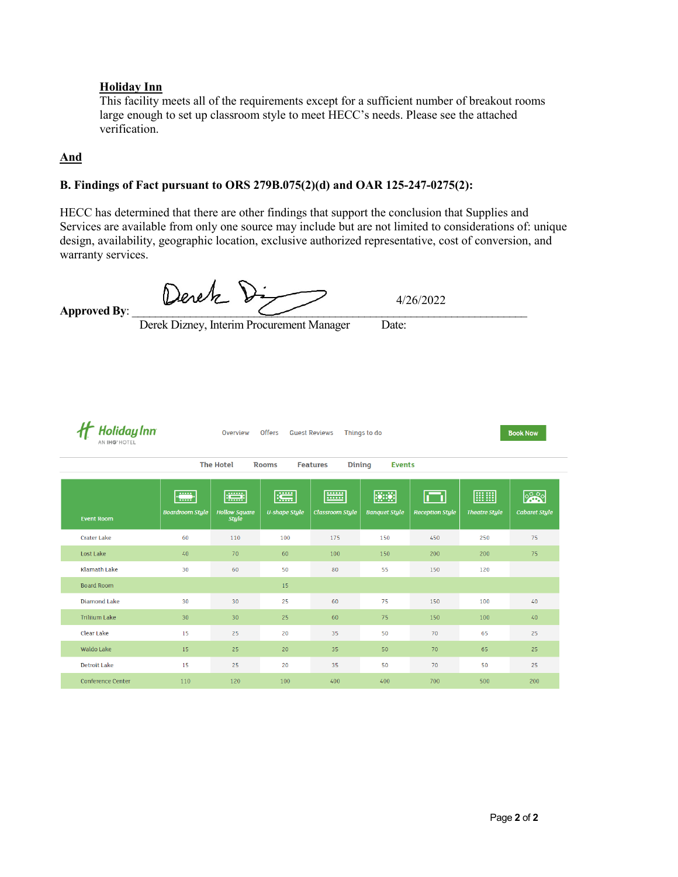**Holiday Inn**

This facility meets all of the requirements except for a sufficient number of breakout rooms large enough to set up classroom style to meet HECC's needs. Please see the attached verification.

**And**

**B. Findings of Fact pursuant to ORS 279B.075(2)(d) and OAR 125-247-0275(2):**

HECC has determined that there are other findings that support the conclusion that Supplies and Services are available from only one source may include but are not limited to considerations of: unique design, availability, geographic location, exclusive authorized representative, cost of conversion, and warranty services.

**Approved By**: Derek Dizney, Interim Procurement Manager    Date: 4/26/2022

Holiday Inn
AN IHG HOTEL

Overview   Offers   Guest Reviews   Things to do   Book Now

The Hotel   Rooms   Features   Dining   Events

| Event Room | Boardroom Style | Hollow Square Style | U-shape Style | Classroom Style | Banquet Style | Reception Style | Theatre Style | Cabaret Style |
|---|---|---|---|---|---|---|---|---|
| Crater Lake | 60 | 110 | 100 | 175 | 150 | 450 | 250 | 75 |
| Lost Lake | 40 | 70 | 60 | 100 | 150 | 200 | 200 | 75 |
| Klamath Lake | 30 | 60 | 50 | 80 | 55 | 150 | 120 | |
| Board Room | | | 15 | | | | | |
| Diamond Lake | 30 | 30 | 25 | 60 | 75 | 150 | 100 | 40 |
| Trillium Lake | 30 | 30 | 25 | 60 | 75 | 150 | 100 | 40 |
| Clear Lake | 15 | 25 | 20 | 35 | 50 | 70 | 65 | 25 |
| Waldo Lake | 15 | 25 | 20 | 35 | 50 | 70 | 65 | 25 |
| Detroit Lake | 15 | 25 | 20 | 35 | 50 | 70 | 50 | 25 |
| Conference Center | 110 | 120 | 100 | 400 | 400 | 700 | 500 | 200 |